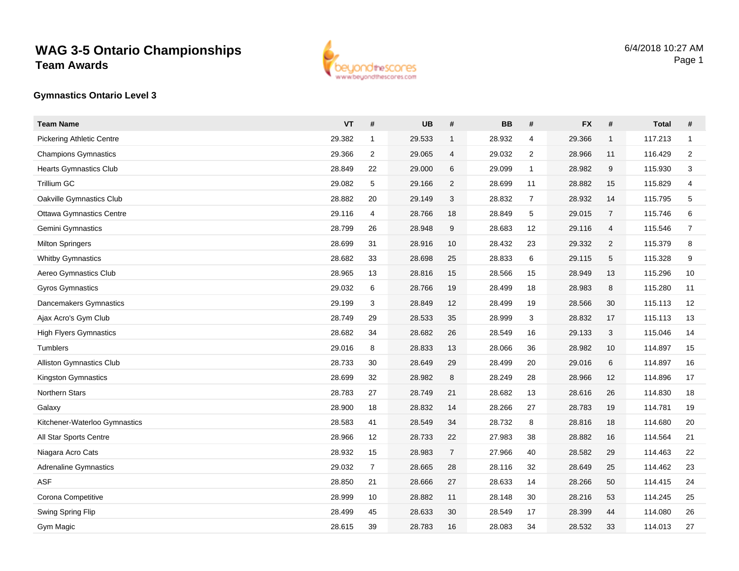# WAG 3-5 Ontario Championships

## Team Awards

### Gymnastics Ontario Level 3

| Team Name | VT | # | UB | # | BB | # | FX | # | Total | # |
|---|---|---|---|---|---|---|---|---|---|---|
| Pickering Athletic Centre | 29.382 | 1 | 29.533 | 1 | 28.932 | 4 | 29.366 | 1 | 117.213 | 1 |
| Champions Gymnastics | 29.366 | 2 | 29.065 | 4 | 29.032 | 2 | 28.966 | 11 | 116.429 | 2 |
| Hearts Gymnastics Club | 28.849 | 22 | 29.000 | 6 | 29.099 | 1 | 28.982 | 9 | 115.930 | 3 |
| Trillium GC | 29.082 | 5 | 29.166 | 2 | 28.699 | 11 | 28.882 | 15 | 115.829 | 4 |
| Oakville Gymnastics Club | 28.882 | 20 | 29.149 | 3 | 28.832 | 7 | 28.932 | 14 | 115.795 | 5 |
| Ottawa Gymnastics Centre | 29.116 | 4 | 28.766 | 18 | 28.849 | 5 | 29.015 | 7 | 115.746 | 6 |
| Gemini Gymnastics | 28.799 | 26 | 28.948 | 9 | 28.683 | 12 | 29.116 | 4 | 115.546 | 7 |
| Milton Springers | 28.699 | 31 | 28.916 | 10 | 28.432 | 23 | 29.332 | 2 | 115.379 | 8 |
| Whitby Gymnastics | 28.682 | 33 | 28.698 | 25 | 28.833 | 6 | 29.115 | 5 | 115.328 | 9 |
| Aereo Gymnastics Club | 28.965 | 13 | 28.816 | 15 | 28.566 | 15 | 28.949 | 13 | 115.296 | 10 |
| Gyros Gymnastics | 29.032 | 6 | 28.766 | 19 | 28.499 | 18 | 28.983 | 8 | 115.280 | 11 |
| Dancemakers Gymnastics | 29.199 | 3 | 28.849 | 12 | 28.499 | 19 | 28.566 | 30 | 115.113 | 12 |
| Ajax Acro's Gym Club | 28.749 | 29 | 28.533 | 35 | 28.999 | 3 | 28.832 | 17 | 115.113 | 13 |
| High Flyers Gymnastics | 28.682 | 34 | 28.682 | 26 | 28.549 | 16 | 29.133 | 3 | 115.046 | 14 |
| Tumblers | 29.016 | 8 | 28.833 | 13 | 28.066 | 36 | 28.982 | 10 | 114.897 | 15 |
| Alliston Gymnastics Club | 28.733 | 30 | 28.649 | 29 | 28.499 | 20 | 29.016 | 6 | 114.897 | 16 |
| Kingston Gymnastics | 28.699 | 32 | 28.982 | 8 | 28.249 | 28 | 28.966 | 12 | 114.896 | 17 |
| Northern Stars | 28.783 | 27 | 28.749 | 21 | 28.682 | 13 | 28.616 | 26 | 114.830 | 18 |
| Galaxy | 28.900 | 18 | 28.832 | 14 | 28.266 | 27 | 28.783 | 19 | 114.781 | 19 |
| Kitchener-Waterloo Gymnastics | 28.583 | 41 | 28.549 | 34 | 28.732 | 8 | 28.816 | 18 | 114.680 | 20 |
| All Star Sports Centre | 28.966 | 12 | 28.733 | 22 | 27.983 | 38 | 28.882 | 16 | 114.564 | 21 |
| Niagara Acro Cats | 28.932 | 15 | 28.983 | 7 | 27.966 | 40 | 28.582 | 29 | 114.463 | 22 |
| Adrenaline Gymnastics | 29.032 | 7 | 28.665 | 28 | 28.116 | 32 | 28.649 | 25 | 114.462 | 23 |
| ASF | 28.850 | 21 | 28.666 | 27 | 28.633 | 14 | 28.266 | 50 | 114.415 | 24 |
| Corona Competitive | 28.999 | 10 | 28.882 | 11 | 28.148 | 30 | 28.216 | 53 | 114.245 | 25 |
| Swing Spring Flip | 28.499 | 45 | 28.633 | 30 | 28.549 | 17 | 28.399 | 44 | 114.080 | 26 |
| Gym Magic | 28.615 | 39 | 28.783 | 16 | 28.083 | 34 | 28.532 | 33 | 114.013 | 27 |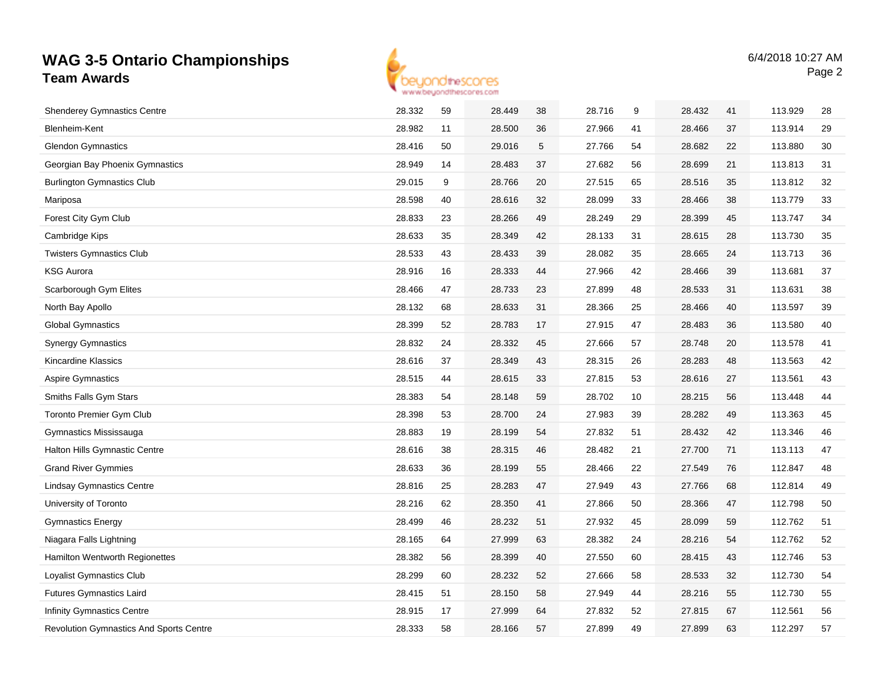# WAG 3-5 Ontario Championships
## Team Awards

6/4/2018 10:27 AM

| | | | | | | | | | | |
|---|---|---|---|---|---|---|---|---|---|---|
| Shenderey Gymnastics Centre | 28.332 | 59 | 28.449 | 38 | 28.716 | 9 | 28.432 | 41 | 113.929 | 28 |
| Blenheim-Kent | 28.982 | 11 | 28.500 | 36 | 27.966 | 41 | 28.466 | 37 | 113.914 | 29 |
| Glendon Gymnastics | 28.416 | 50 | 29.016 | 5 | 27.766 | 54 | 28.682 | 22 | 113.880 | 30 |
| Georgian Bay Phoenix Gymnastics | 28.949 | 14 | 28.483 | 37 | 27.682 | 56 | 28.699 | 21 | 113.813 | 31 |
| Burlington Gymnastics Club | 29.015 | 9 | 28.766 | 20 | 27.515 | 65 | 28.516 | 35 | 113.812 | 32 |
| Mariposa | 28.598 | 40 | 28.616 | 32 | 28.099 | 33 | 28.466 | 38 | 113.779 | 33 |
| Forest City Gym Club | 28.833 | 23 | 28.266 | 49 | 28.249 | 29 | 28.399 | 45 | 113.747 | 34 |
| Cambridge Kips | 28.633 | 35 | 28.349 | 42 | 28.133 | 31 | 28.615 | 28 | 113.730 | 35 |
| Twisters Gymnastics Club | 28.533 | 43 | 28.433 | 39 | 28.082 | 35 | 28.665 | 24 | 113.713 | 36 |
| KSG Aurora | 28.916 | 16 | 28.333 | 44 | 27.966 | 42 | 28.466 | 39 | 113.681 | 37 |
| Scarborough Gym Elites | 28.466 | 47 | 28.733 | 23 | 27.899 | 48 | 28.533 | 31 | 113.631 | 38 |
| North Bay Apollo | 28.132 | 68 | 28.633 | 31 | 28.366 | 25 | 28.466 | 40 | 113.597 | 39 |
| Global Gymnastics | 28.399 | 52 | 28.783 | 17 | 27.915 | 47 | 28.483 | 36 | 113.580 | 40 |
| Synergy Gymnastics | 28.832 | 24 | 28.332 | 45 | 27.666 | 57 | 28.748 | 20 | 113.578 | 41 |
| Kincardine Klassics | 28.616 | 37 | 28.349 | 43 | 28.315 | 26 | 28.283 | 48 | 113.563 | 42 |
| Aspire Gymnastics | 28.515 | 44 | 28.615 | 33 | 27.815 | 53 | 28.616 | 27 | 113.561 | 43 |
| Smiths Falls Gym Stars | 28.383 | 54 | 28.148 | 59 | 28.702 | 10 | 28.215 | 56 | 113.448 | 44 |
| Toronto Premier Gym Club | 28.398 | 53 | 28.700 | 24 | 27.983 | 39 | 28.282 | 49 | 113.363 | 45 |
| Gymnastics Mississauga | 28.883 | 19 | 28.199 | 54 | 27.832 | 51 | 28.432 | 42 | 113.346 | 46 |
| Halton Hills Gymnastic Centre | 28.616 | 38 | 28.315 | 46 | 28.482 | 21 | 27.700 | 71 | 113.113 | 47 |
| Grand River Gymmies | 28.633 | 36 | 28.199 | 55 | 28.466 | 22 | 27.549 | 76 | 112.847 | 48 |
| Lindsay Gymnastics Centre | 28.816 | 25 | 28.283 | 47 | 27.949 | 43 | 27.766 | 68 | 112.814 | 49 |
| University of Toronto | 28.216 | 62 | 28.350 | 41 | 27.866 | 50 | 28.366 | 47 | 112.798 | 50 |
| Gymnastics Energy | 28.499 | 46 | 28.232 | 51 | 27.932 | 45 | 28.099 | 59 | 112.762 | 51 |
| Niagara Falls Lightning | 28.165 | 64 | 27.999 | 63 | 28.382 | 24 | 28.216 | 54 | 112.762 | 52 |
| Hamilton Wentworth Regionettes | 28.382 | 56 | 28.399 | 40 | 27.550 | 60 | 28.415 | 43 | 112.746 | 53 |
| Loyalist Gymnastics Club | 28.299 | 60 | 28.232 | 52 | 27.666 | 58 | 28.533 | 32 | 112.730 | 54 |
| Futures Gymnastics Laird | 28.415 | 51 | 28.150 | 58 | 27.949 | 44 | 28.216 | 55 | 112.730 | 55 |
| Infinity Gymnastics Centre | 28.915 | 17 | 27.999 | 64 | 27.832 | 52 | 27.815 | 67 | 112.561 | 56 |
| Revolution Gymnastics And Sports Centre | 28.333 | 58 | 28.166 | 57 | 27.899 | 49 | 27.899 | 63 | 112.297 | 57 |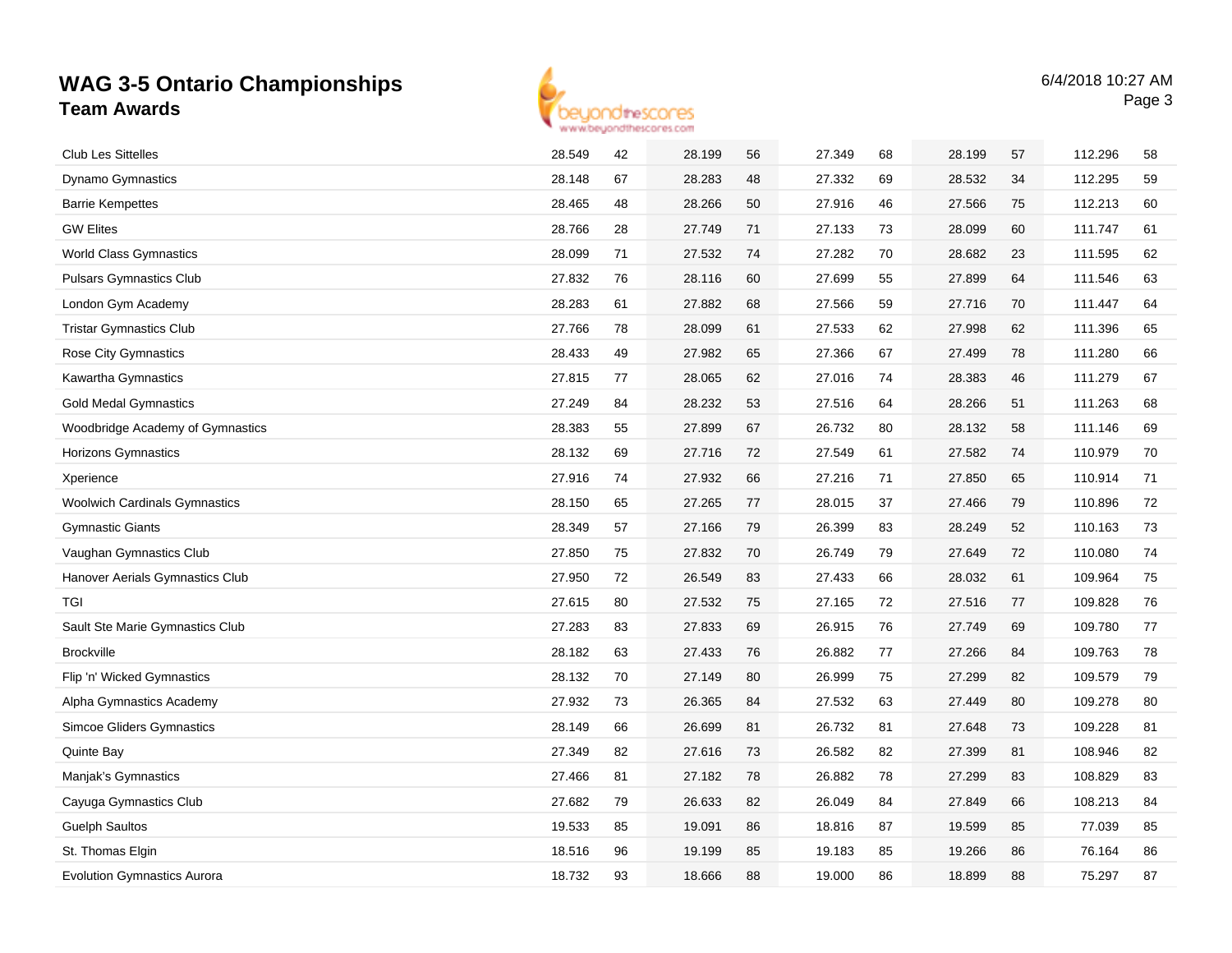# WAG 3-5 Ontario Championships

## Team Awards

6/4/2018 10:27 AM

| | | | | | | | | | | |
|---|---|---|---|---|---|---|---|---|---|---|
| Club Les Sittelles | 28.549 | 42 | 28.199 | 56 | 27.349 | 68 | 28.199 | 57 | 112.296 | 58 |
| Dynamo Gymnastics | 28.148 | 67 | 28.283 | 48 | 27.332 | 69 | 28.532 | 34 | 112.295 | 59 |
| Barrie Kempettes | 28.465 | 48 | 28.266 | 50 | 27.916 | 46 | 27.566 | 75 | 112.213 | 60 |
| GW Elites | 28.766 | 28 | 27.749 | 71 | 27.133 | 73 | 28.099 | 60 | 111.747 | 61 |
| World Class Gymnastics | 28.099 | 71 | 27.532 | 74 | 27.282 | 70 | 28.682 | 23 | 111.595 | 62 |
| Pulsars Gymnastics Club | 27.832 | 76 | 28.116 | 60 | 27.699 | 55 | 27.899 | 64 | 111.546 | 63 |
| London Gym Academy | 28.283 | 61 | 27.882 | 68 | 27.566 | 59 | 27.716 | 70 | 111.447 | 64 |
| Tristar Gymnastics Club | 27.766 | 78 | 28.099 | 61 | 27.533 | 62 | 27.998 | 62 | 111.396 | 65 |
| Rose City Gymnastics | 28.433 | 49 | 27.982 | 65 | 27.366 | 67 | 27.499 | 78 | 111.280 | 66 |
| Kawartha Gymnastics | 27.815 | 77 | 28.065 | 62 | 27.016 | 74 | 28.383 | 46 | 111.279 | 67 |
| Gold Medal Gymnastics | 27.249 | 84 | 28.232 | 53 | 27.516 | 64 | 28.266 | 51 | 111.263 | 68 |
| Woodbridge Academy of Gymnastics | 28.383 | 55 | 27.899 | 67 | 26.732 | 80 | 28.132 | 58 | 111.146 | 69 |
| Horizons Gymnastics | 28.132 | 69 | 27.716 | 72 | 27.549 | 61 | 27.582 | 74 | 110.979 | 70 |
| Xperience | 27.916 | 74 | 27.932 | 66 | 27.216 | 71 | 27.850 | 65 | 110.914 | 71 |
| Woolwich Cardinals Gymnastics | 28.150 | 65 | 27.265 | 77 | 28.015 | 37 | 27.466 | 79 | 110.896 | 72 |
| Gymnastic Giants | 28.349 | 57 | 27.166 | 79 | 26.399 | 83 | 28.249 | 52 | 110.163 | 73 |
| Vaughan Gymnastics Club | 27.850 | 75 | 27.832 | 70 | 26.749 | 79 | 27.649 | 72 | 110.080 | 74 |
| Hanover Aerials Gymnastics Club | 27.950 | 72 | 26.549 | 83 | 27.433 | 66 | 28.032 | 61 | 109.964 | 75 |
| TGI | 27.615 | 80 | 27.532 | 75 | 27.165 | 72 | 27.516 | 77 | 109.828 | 76 |
| Sault Ste Marie Gymnastics Club | 27.283 | 83 | 27.833 | 69 | 26.915 | 76 | 27.749 | 69 | 109.780 | 77 |
| Brockville | 28.182 | 63 | 27.433 | 76 | 26.882 | 77 | 27.266 | 84 | 109.763 | 78 |
| Flip 'n' Wicked Gymnastics | 28.132 | 70 | 27.149 | 80 | 26.999 | 75 | 27.299 | 82 | 109.579 | 79 |
| Alpha Gymnastics Academy | 27.932 | 73 | 26.365 | 84 | 27.532 | 63 | 27.449 | 80 | 109.278 | 80 |
| Simcoe Gliders Gymnastics | 28.149 | 66 | 26.699 | 81 | 26.732 | 81 | 27.648 | 73 | 109.228 | 81 |
| Quinte Bay | 27.349 | 82 | 27.616 | 73 | 26.582 | 82 | 27.399 | 81 | 108.946 | 82 |
| Manjak's Gymnastics | 27.466 | 81 | 27.182 | 78 | 26.882 | 78 | 27.299 | 83 | 108.829 | 83 |
| Cayuga Gymnastics Club | 27.682 | 79 | 26.633 | 82 | 26.049 | 84 | 27.849 | 66 | 108.213 | 84 |
| Guelph Saultos | 19.533 | 85 | 19.091 | 86 | 18.816 | 87 | 19.599 | 85 | 77.039 | 85 |
| St. Thomas Elgin | 18.516 | 96 | 19.199 | 85 | 19.183 | 85 | 19.266 | 86 | 76.164 | 86 |
| Evolution Gymnastics Aurora | 18.732 | 93 | 18.666 | 88 | 19.000 | 86 | 18.899 | 88 | 75.297 | 87 |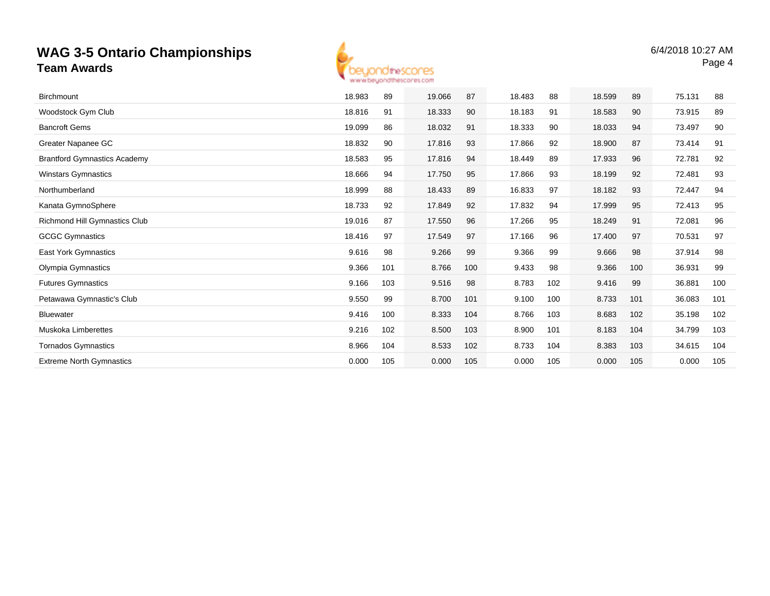# WAG 3-5 Ontario Championships

## Team Awards

6/4/2018 10:27 AM

| | | | | | | | | | | |
|---|---|---|---|---|---|---|---|---|---|---|
| Birchmount | 18.983 | 89 | 19.066 | 87 | 18.483 | 88 | 18.599 | 89 | 75.131 | 88 |
| Woodstock Gym Club | 18.816 | 91 | 18.333 | 90 | 18.183 | 91 | 18.583 | 90 | 73.915 | 89 |
| Bancroft Gems | 19.099 | 86 | 18.032 | 91 | 18.333 | 90 | 18.033 | 94 | 73.497 | 90 |
| Greater Napanee GC | 18.832 | 90 | 17.816 | 93 | 17.866 | 92 | 18.900 | 87 | 73.414 | 91 |
| Brantford Gymnastics Academy | 18.583 | 95 | 17.816 | 94 | 18.449 | 89 | 17.933 | 96 | 72.781 | 92 |
| Winstars Gymnastics | 18.666 | 94 | 17.750 | 95 | 17.866 | 93 | 18.199 | 92 | 72.481 | 93 |
| Northumberland | 18.999 | 88 | 18.433 | 89 | 16.833 | 97 | 18.182 | 93 | 72.447 | 94 |
| Kanata GymnoSphere | 18.733 | 92 | 17.849 | 92 | 17.832 | 94 | 17.999 | 95 | 72.413 | 95 |
| Richmond Hill Gymnastics Club | 19.016 | 87 | 17.550 | 96 | 17.266 | 95 | 18.249 | 91 | 72.081 | 96 |
| GCGC Gymnastics | 18.416 | 97 | 17.549 | 97 | 17.166 | 96 | 17.400 | 97 | 70.531 | 97 |
| East York Gymnastics | 9.616 | 98 | 9.266 | 99 | 9.366 | 99 | 9.666 | 98 | 37.914 | 98 |
| Olympia Gymnastics | 9.366 | 101 | 8.766 | 100 | 9.433 | 98 | 9.366 | 100 | 36.931 | 99 |
| Futures Gymnastics | 9.166 | 103 | 9.516 | 98 | 8.783 | 102 | 9.416 | 99 | 36.881 | 100 |
| Petawawa Gymnastic's Club | 9.550 | 99 | 8.700 | 101 | 9.100 | 100 | 8.733 | 101 | 36.083 | 101 |
| Bluewater | 9.416 | 100 | 8.333 | 104 | 8.766 | 103 | 8.683 | 102 | 35.198 | 102 |
| Muskoka Limberettes | 9.216 | 102 | 8.500 | 103 | 8.900 | 101 | 8.183 | 104 | 34.799 | 103 |
| Tornados Gymnastics | 8.966 | 104 | 8.533 | 102 | 8.733 | 104 | 8.383 | 103 | 34.615 | 104 |
| Extreme North Gymnastics | 0.000 | 105 | 0.000 | 105 | 0.000 | 105 | 0.000 | 105 | 0.000 | 105 |